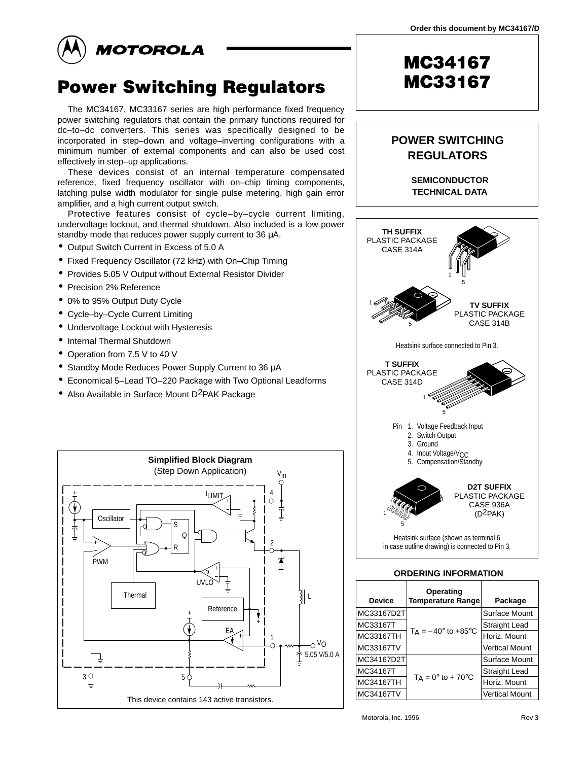Order this document by MC34167/D

MOTOROLA

# MC34167
# MC33167

# Power Switching Regulators

The MC34167, MC33167 series are high performance fixed frequency power switching regulators that contain the primary functions required for dc–to–dc converters. This series was specifically designed to be incorporated in step–down and voltage–inverting configurations with a minimum number of external components and can also be used cost effectively in step–up applications.

These devices consist of an internal temperature compensated reference, fixed frequency oscillator with on–chip timing components, latching pulse width modulator for single pulse metering, high gain error amplifier, and a high current output switch.

Protective features consist of cycle–by–cycle current limiting, undervoltage lockout, and thermal shutdown. Also included is a low power standby mode that reduces power supply current to 36 µA.

- Output Switch Current in Excess of 5.0 A
- Fixed Frequency Oscillator (72 kHz) with On–Chip Timing
- Provides 5.05 V Output without External Resistor Divider
- Precision 2% Reference
- 0% to 95% Output Duty Cycle
- Cycle–by–Cycle Current Limiting
- Undervoltage Lockout with Hysteresis
- Internal Thermal Shutdown
- Operation from 7.5 V to 40 V
- Standby Mode Reduces Power Supply Current to 36 µA
- Economical 5–Lead TO–220 Package with Two Optional Leadforms
- Also Available in Surface Mount D²PAK Package

**POWER SWITCHING REGULATORS**

**SEMICONDUCTOR TECHNICAL DATA**

**TH SUFFIX**
PLASTIC PACKAGE
CASE 314A

**TV SUFFIX**
PLASTIC PACKAGE
CASE 314B

Heatsink surface connected to Pin 3.

**T SUFFIX**
PLASTIC PACKAGE
CASE 314D

Pin
1. Voltage Feedback Input
2. Switch Output
3. Ground
4. Input Voltage/$V_{CC}$
5. Compensation/Standby

**D2T SUFFIX**
PLASTIC PACKAGE
CASE 936A
($D^2PAK$)

Heatsink surface (shown as terminal 6 in case outline drawing) is connected to Pin 3.

**Simplified Block Diagram**
(Step Down Application)

This device contains 143 active transistors.

**ORDERING INFORMATION**

| Device | Operating Temperature Range | Package |
|---|---|---|
| MC33167D2T | $T_A$ = –40° to +85°C | Surface Mount |
| MC33167T | | Straight Lead |
| MC33167TH | | Horiz. Mount |
| MC33167TV | | Vertical Mount |
| MC34167D2T | $T_A$ = 0° to + 70°C | Surface Mount |
| MC34167T | | Straight Lead |
| MC34167TH | | Horiz. Mount |
| MC34167TV | | Vertical Mount |

Motorola, Inc. 1996 Rev 3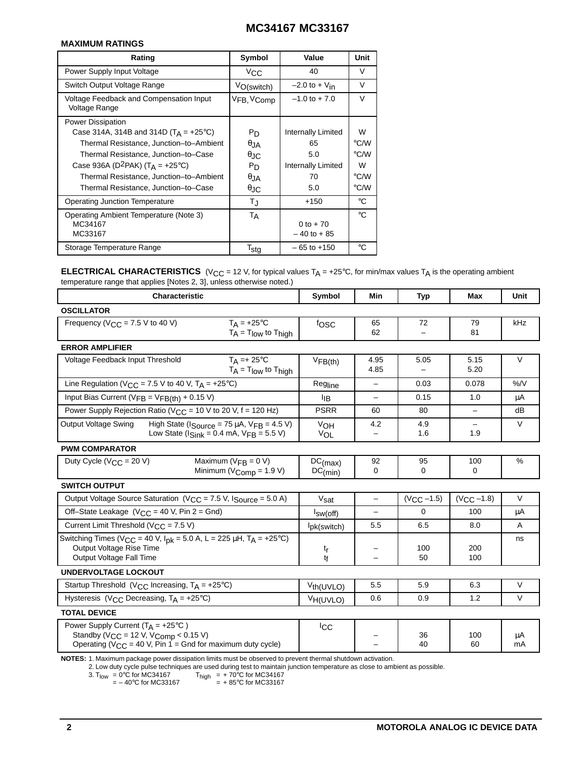## MAXIMUM RATINGS

| Rating | Symbol | Value | Unit |
|---|---|---|---|
| Power Supply Input Voltage | $V_{CC}$ | 40 | V |
| Switch Output Voltage Range | $V_{O(switch)}$ | –2.0 to + $V_{in}$ | V |
| Voltage Feedback and Compensation Input Voltage Range | $V_{FB}$, $V_{Comp}$ | –1.0 to + 7.0 | V |
| Power Dissipation | | | |
| Case 314A, 314B and 314D ($T_A$ = +25°C) | $P_D$ | Internally Limited | W |
| Thermal Resistance, Junction–to–Ambient | $\theta_{JA}$ | 65 | °C/W |
| Thermal Resistance, Junction–to–Case | $\theta_{JC}$ | 5.0 | °C/W |
| Case 936A ($D^2PAK$) ($T_A$ = +25°C) | $P_D$ | Internally Limited | W |
| Thermal Resistance, Junction–to–Ambient | $\theta_{JA}$ | 70 | °C/W |
| Thermal Resistance, Junction–to–Case | $\theta_{JC}$ | 5.0 | °C/W |
| Operating Junction Temperature | $T_J$ | +150 | °C |
| Operating Ambient Temperature (Note 3) | $T_A$ | | °C |
| MC34167 | | 0 to + 70 | |
| MC33167 | | – 40 to + 85 | |
| Storage Temperature Range | $T_{stg}$ | – 65 to +150 | °C |

**ELECTRICAL CHARACTERISTICS** ($V_{CC}$ = 12 V, for typical values $T_A$ = +25°C, for min/max values $T_A$ is the operating ambient temperature range that applies [Notes 2, 3], unless otherwise noted.)

| Characteristic | Symbol | Min | Typ | Max | Unit |
|---|---|---|---|---|---|
| **OSCILLATOR** | | | | | |
| Frequency ($V_{CC}$ = 7.5 V to 40 V) $T_A$ = +25°C | $f_{OSC}$ | 65 | 72 | 79 | kHz |
| Frequency ($V_{CC}$ = 7.5 V to 40 V) $T_A$ = $T_{low}$ to $T_{high}$ | | 62 | – | 81 | |
| **ERROR AMPLIFIER** | | | | | |
| Voltage Feedback Input Threshold $T_A$ =+ 25°C | $V_{FB(th)}$ | 4.95 | 5.05 | 5.15 | V |
| Voltage Feedback Input Threshold $T_A$ = $T_{low}$ to $T_{high}$ | | 4.85 | – | 5.20 | |
| Line Regulation ($V_{CC}$ = 7.5 V to 40 V, $T_A$ = +25°C) | $Reg_{line}$ | – | 0.03 | 0.078 | %/V |
| Input Bias Current ($V_{FB}$ = $V_{FB(th)}$ + 0.15 V) | $I_{IB}$ | – | 0.15 | 1.0 | μA |
| Power Supply Rejection Ratio ($V_{CC}$ = 10 V to 20 V, f = 120 Hz) | PSRR | 60 | 80 | – | dB |
| Output Voltage Swing High State ($I_{Source}$ = 75 μA, $V_{FB}$ = 4.5 V) | $V_{OH}$ | 4.2 | 4.9 | – | V |
| Output Voltage Swing Low State ($I_{Sink}$ = 0.4 mA, $V_{FB}$ = 5.5 V) | $V_{OL}$ | – | 1.6 | 1.9 | |
| **PWM COMPARATOR** | | | | | |
| Duty Cycle ($V_{CC}$ = 20 V) Maximum ($V_{FB}$ = 0 V) | $DC_{(max)}$ | 92 | 95 | 100 | % |
| Duty Cycle ($V_{CC}$ = 20 V) Minimum ($V_{Comp}$ = 1.9 V) | $DC_{(min)}$ | 0 | 0 | 0 | |
| **SWITCH OUTPUT** | | | | | |
| Output Voltage Source Saturation ($V_{CC}$ = 7.5 V, $I_{Source}$ = 5.0 A) | $V_{sat}$ | – | ($V_{CC}$ –1.5) | ($V_{CC}$ –1.8) | V |
| Off–State Leakage ($V_{CC}$ = 40 V, Pin 2 = Gnd) | $I_{sw(off)}$ | – | 0 | 100 | μA |
| Current Limit Threshold ($V_{CC}$ = 7.5 V) | $I_{pk(switch)}$ | 5.5 | 6.5 | 8.0 | A |
| Switching Times ($V_{CC}$ = 40 V, $I_{pk}$ = 5.0 A, L = 225 μH, $T_A$ = +25°C) | | | | | ns |
| Output Voltage Rise Time | $t_r$ | – | 100 | 200 | |
| Output Voltage Fall Time | $t_f$ | – | 50 | 100 | |
| **UNDERVOLTAGE LOCKOUT** | | | | | |
| Startup Threshold ($V_{CC}$ Increasing, $T_A$ = +25°C) | $V_{th(UVLO)}$ | 5.5 | 5.9 | 6.3 | V |
| Hysteresis ($V_{CC}$ Decreasing, $T_A$ = +25°C) | $V_{H(UVLO)}$ | 0.6 | 0.9 | 1.2 | V |
| **TOTAL DEVICE** | | | | | |
| Power Supply Current ($T_A$ = +25°C ) | $I_{CC}$ | | | | |
| Standby ($V_{CC}$ = 12 V, $V_{Comp}$ < 0.15 V) | | – | 36 | 100 | μA |
| Operating ($V_{CC}$ = 40 V, Pin 1 = Gnd for maximum duty cycle) | | – | 40 | 60 | mA |

**NOTES:** 1. Maximum package power dissipation limits must be observed to prevent thermal shutdown activation.
2. Low duty cycle pulse techniques are used during test to maintain junction temperature as close to ambient as possible.
3. $T_{low}$ = 0°C for MC34167, = – 40°C for MC33167; $T_{high}$ = + 70°C for MC34167, = + 85°C for MC33167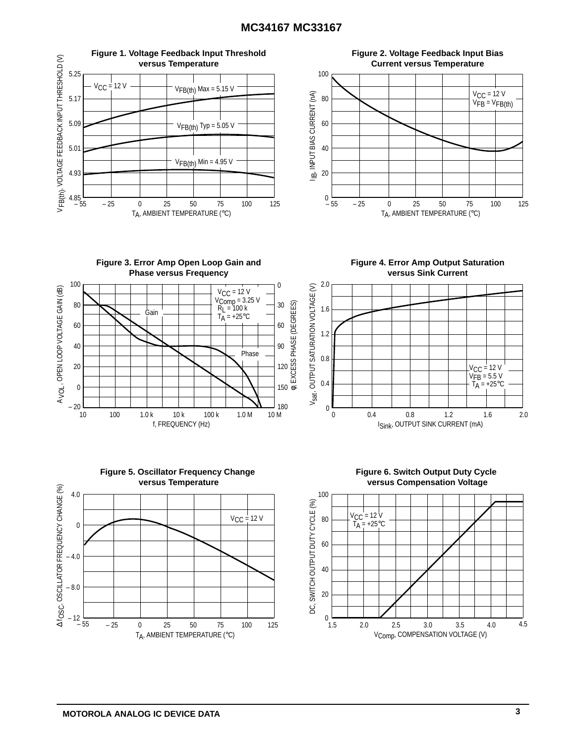**Figure 1. Voltage Feedback Input Threshold versus Temperature**

**Figure 2. Voltage Feedback Input Bias Current versus Temperature**

**Figure 3. Error Amp Open Loop Gain and Phase versus Frequency**

**Figure 4. Error Amp Output Saturation versus Sink Current**

**Figure 5. Oscillator Frequency Change versus Temperature**

**Figure 6. Switch Output Duty Cycle versus Compensation Voltage**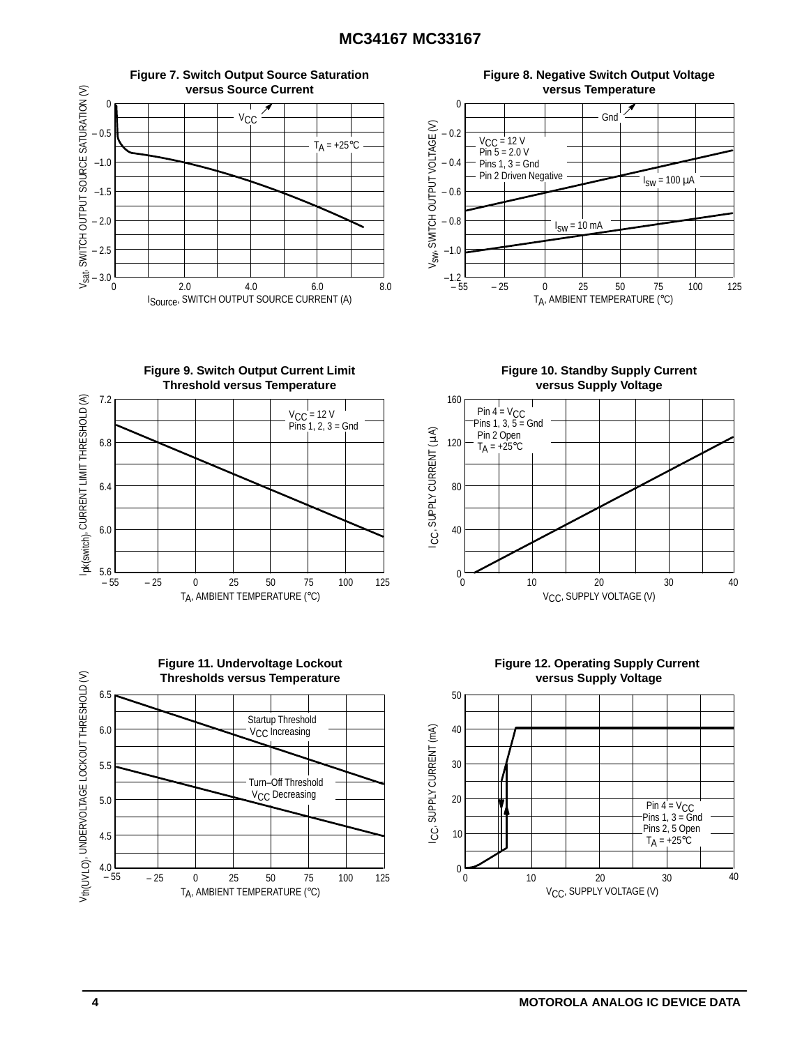**Figure 7. Switch Output Source Saturation versus Source Current**

$V_{sat}$, SWITCH OUTPUT SOURCE SATURATION (V)

$I_{Source}$, SWITCH OUTPUT SOURCE CURRENT (A)

$V_{CC}$

$T_A$ = +25°C

**Figure 8. Negative Switch Output Voltage versus Temperature**

$V_{SW}$, SWITCH OUTPUT VOLTAGE (V)

$T_A$, AMBIENT TEMPERATURE (°C)

Gnd

$V_{CC}$ = 12 V
Pin 5 = 2.0 V
Pins 1, 3 = Gnd
Pin 2 Driven Negative

$I_{SW}$ = 100 µA

$I_{SW}$ = 10 mA

**Figure 9. Switch Output Current Limit Threshold versus Temperature**

$I_{pk(switch)}$, CURRENT LIMIT THRESHOLD (A)

$T_A$, AMBIENT TEMPERATURE (°C)

$V_{CC}$ = 12 V
Pins 1, 2, 3 = Gnd

**Figure 10. Standby Supply Current versus Supply Voltage**

$I_{CC}$, SUPPLY CURRENT (µA)

$V_{CC}$, SUPPLY VOLTAGE (V)

Pin 4 = $V_{CC}$
Pins 1, 3, 5 = Gnd
Pin 2 Open
$T_A$ = +25°C

**Figure 11. Undervoltage Lockout Thresholds versus Temperature**

$V_{th(UVLO)}$, UNDERVOLTAGE LOCKOUT THRESHOLD (V)

$T_A$, AMBIENT TEMPERATURE (°C)

Startup Threshold
$V_{CC}$ Increasing

Turn–Off Threshold
$V_{CC}$ Decreasing

**Figure 12. Operating Supply Current versus Supply Voltage**

$I_{CC}$, SUPPLY CURRENT (mA)

$V_{CC}$, SUPPLY VOLTAGE (V)

Pin 4 = $V_{CC}$
Pins 1, 3 = Gnd
Pins 2, 5 Open
$T_A$ = +25°C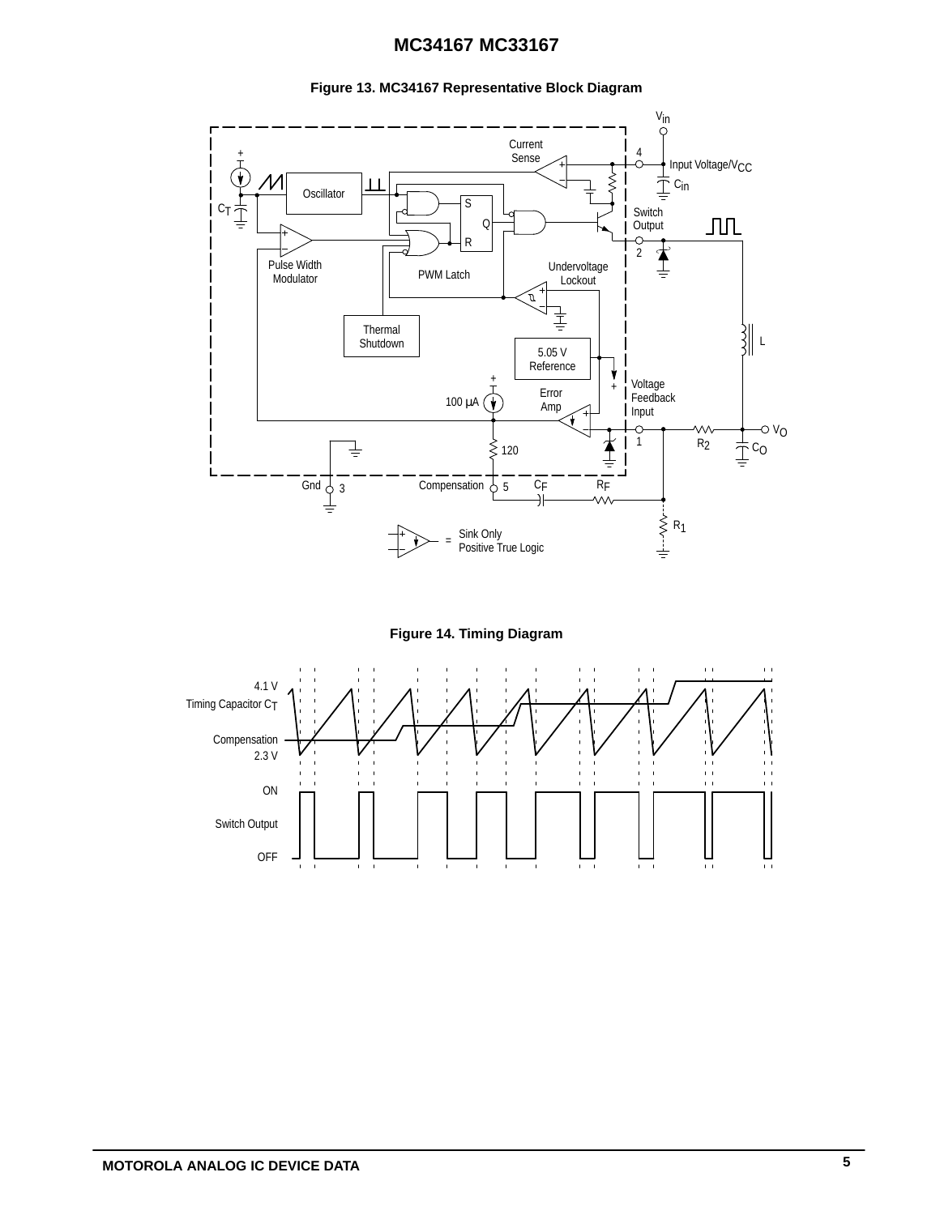**Figure 13. MC34167 Representative Block Diagram**

$V_{in}$

Current Sense

4

Input Voltage/$V_{CC}$

$C_{in}$

Oscillator

$C_T$

S

Q

R

Switch Output

2

Pulse Width Modulator

PWM Latch

Undervoltage Lockout

Thermal Shutdown

5.05 V Reference

L

Voltage Feedback Input

Error Amp

100 μA

1

$R_2$

$V_O$

$C_O$

120

Gnd

3

Compensation

5

$C_F$

$R_F$

$R_1$

= Sink Only Positive True Logic

**Figure 14. Timing Diagram**

4.1 V

Timing Capacitor $C_T$

Compensation

2.3 V

ON

Switch Output

OFF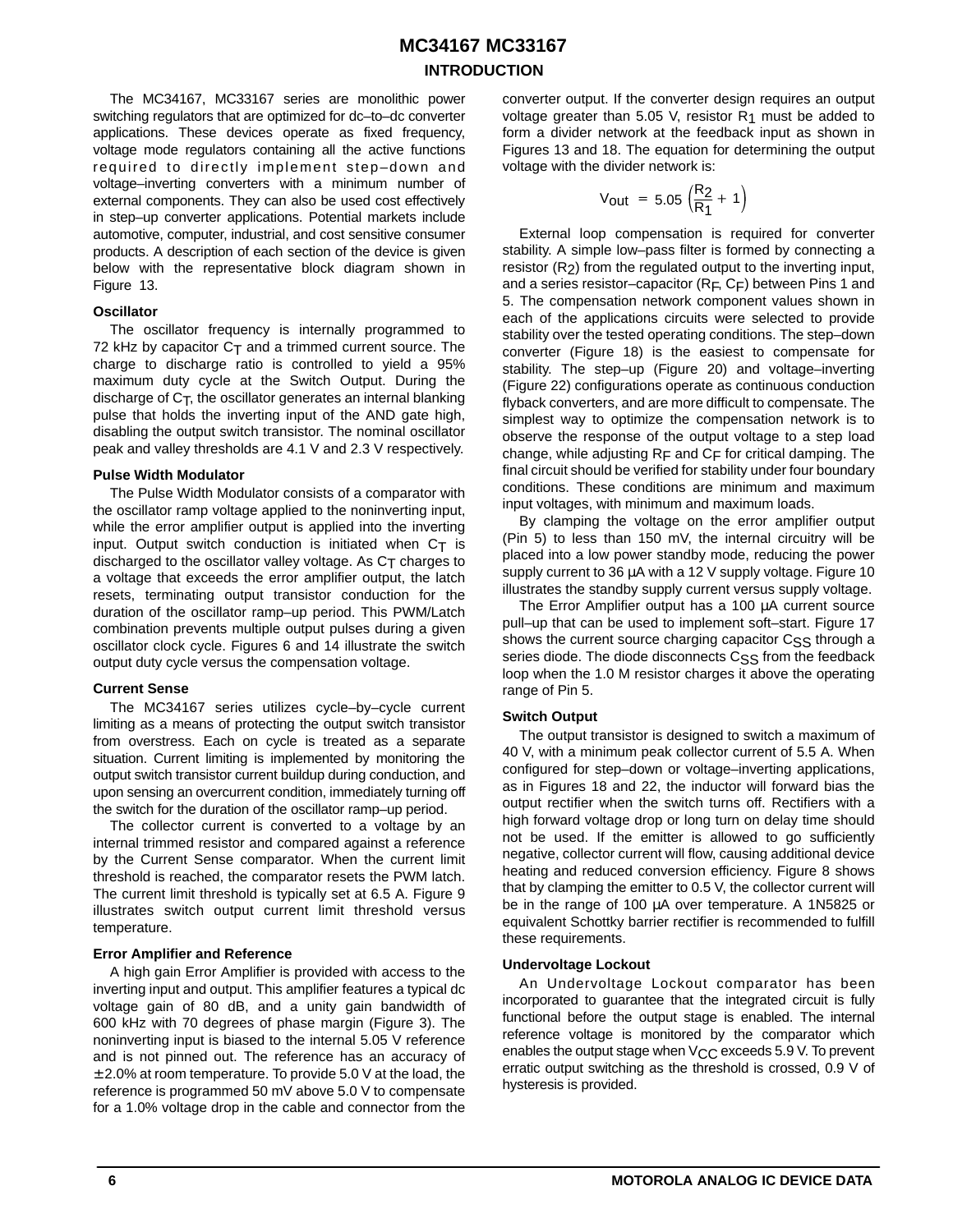## INTRODUCTION

The MC34167, MC33167 series are monolithic power switching regulators that are optimized for dc–to–dc converter applications. These devices operate as fixed frequency, voltage mode regulators containing all the active functions required to directly implement step–down and voltage–inverting converters with a minimum number of external components. They can also be used cost effectively in step–up converter applications. Potential markets include automotive, computer, industrial, and cost sensitive consumer products. A description of each section of the device is given below with the representative block diagram shown in Figure 13.

### Oscillator

The oscillator frequency is internally programmed to 72 kHz by capacitor $C_T$ and a trimmed current source. The charge to discharge ratio is controlled to yield a 95% maximum duty cycle at the Switch Output. During the discharge of $C_T$, the oscillator generates an internal blanking pulse that holds the inverting input of the AND gate high, disabling the output switch transistor. The nominal oscillator peak and valley thresholds are 4.1 V and 2.3 V respectively.

### Pulse Width Modulator

The Pulse Width Modulator consists of a comparator with the oscillator ramp voltage applied to the noninverting input, while the error amplifier output is applied into the inverting input. Output switch conduction is initiated when $C_T$ is discharged to the oscillator valley voltage. As $C_T$ charges to a voltage that exceeds the error amplifier output, the latch resets, terminating output transistor conduction for the duration of the oscillator ramp–up period. This PWM/Latch combination prevents multiple output pulses during a given oscillator clock cycle. Figures 6 and 14 illustrate the switch output duty cycle versus the compensation voltage.

### Current Sense

The MC34167 series utilizes cycle–by–cycle current limiting as a means of protecting the output switch transistor from overstress. Each on cycle is treated as a separate situation. Current limiting is implemented by monitoring the output switch transistor current buildup during conduction, and upon sensing an overcurrent condition, immediately turning off the switch for the duration of the oscillator ramp–up period.

The collector current is converted to a voltage by an internal trimmed resistor and compared against a reference by the Current Sense comparator. When the current limit threshold is reached, the comparator resets the PWM latch. The current limit threshold is typically set at 6.5 A. Figure 9 illustrates switch output current limit threshold versus temperature.

### Error Amplifier and Reference

A high gain Error Amplifier is provided with access to the inverting input and output. This amplifier features a typical dc voltage gain of 80 dB, and a unity gain bandwidth of 600 kHz with 70 degrees of phase margin (Figure 3). The noninverting input is biased to the internal 5.05 V reference and is not pinned out. The reference has an accuracy of ± 2.0% at room temperature. To provide 5.0 V at the load, the reference is programmed 50 mV above 5.0 V to compensate for a 1.0% voltage drop in the cable and connector from the converter output. If the converter design requires an output voltage greater than 5.05 V, resistor $R_1$ must be added to form a divider network at the feedback input as shown in Figures 13 and 18. The equation for determining the output voltage with the divider network is:

$$V_{out} = 5.05 \left( \frac{R_2}{R_1} + 1 \right)$$

External loop compensation is required for converter stability. A simple low–pass filter is formed by connecting a resistor ($R_2$) from the regulated output to the inverting input, and a series resistor–capacitor ($R_F$, $C_F$) between Pins 1 and 5. The compensation network component values shown in each of the applications circuits were selected to provide stability over the tested operating conditions. The step–down converter (Figure 18) is the easiest to compensate for stability. The step–up (Figure 20) and voltage–inverting (Figure 22) configurations operate as continuous conduction flyback converters, and are more difficult to compensate. The simplest way to optimize the compensation network is to observe the response of the output voltage to a step load change, while adjusting $R_F$ and $C_F$ for critical damping. The final circuit should be verified for stability under four boundary conditions. These conditions are minimum and maximum input voltages, with minimum and maximum loads.

By clamping the voltage on the error amplifier output (Pin 5) to less than 150 mV, the internal circuitry will be placed into a low power standby mode, reducing the power supply current to 36 µA with a 12 V supply voltage. Figure 10 illustrates the standby supply current versus supply voltage.

The Error Amplifier output has a 100 µA current source pull–up that can be used to implement soft–start. Figure 17 shows the current source charging capacitor $C_{SS}$ through a series diode. The diode disconnects $C_{SS}$ from the feedback loop when the 1.0 M resistor charges it above the operating range of Pin 5.

### Switch Output

The output transistor is designed to switch a maximum of 40 V, with a minimum peak collector current of 5.5 A. When configured for step–down or voltage–inverting applications, as in Figures 18 and 22, the inductor will forward bias the output rectifier when the switch turns off. Rectifiers with a high forward voltage drop or long turn on delay time should not be used. If the emitter is allowed to go sufficiently negative, collector current will flow, causing additional device heating and reduced conversion efficiency. Figure 8 shows that by clamping the emitter to 0.5 V, the collector current will be in the range of 100 µA over temperature. A 1N5825 or equivalent Schottky barrier rectifier is recommended to fulfill these requirements.

### Undervoltage Lockout

An Undervoltage Lockout comparator has been incorporated to guarantee that the integrated circuit is fully functional before the output stage is enabled. The internal reference voltage is monitored by the comparator which enables the output stage when $V_{CC}$ exceeds 5.9 V. To prevent erratic output switching as the threshold is crossed, 0.9 V of hysteresis is provided.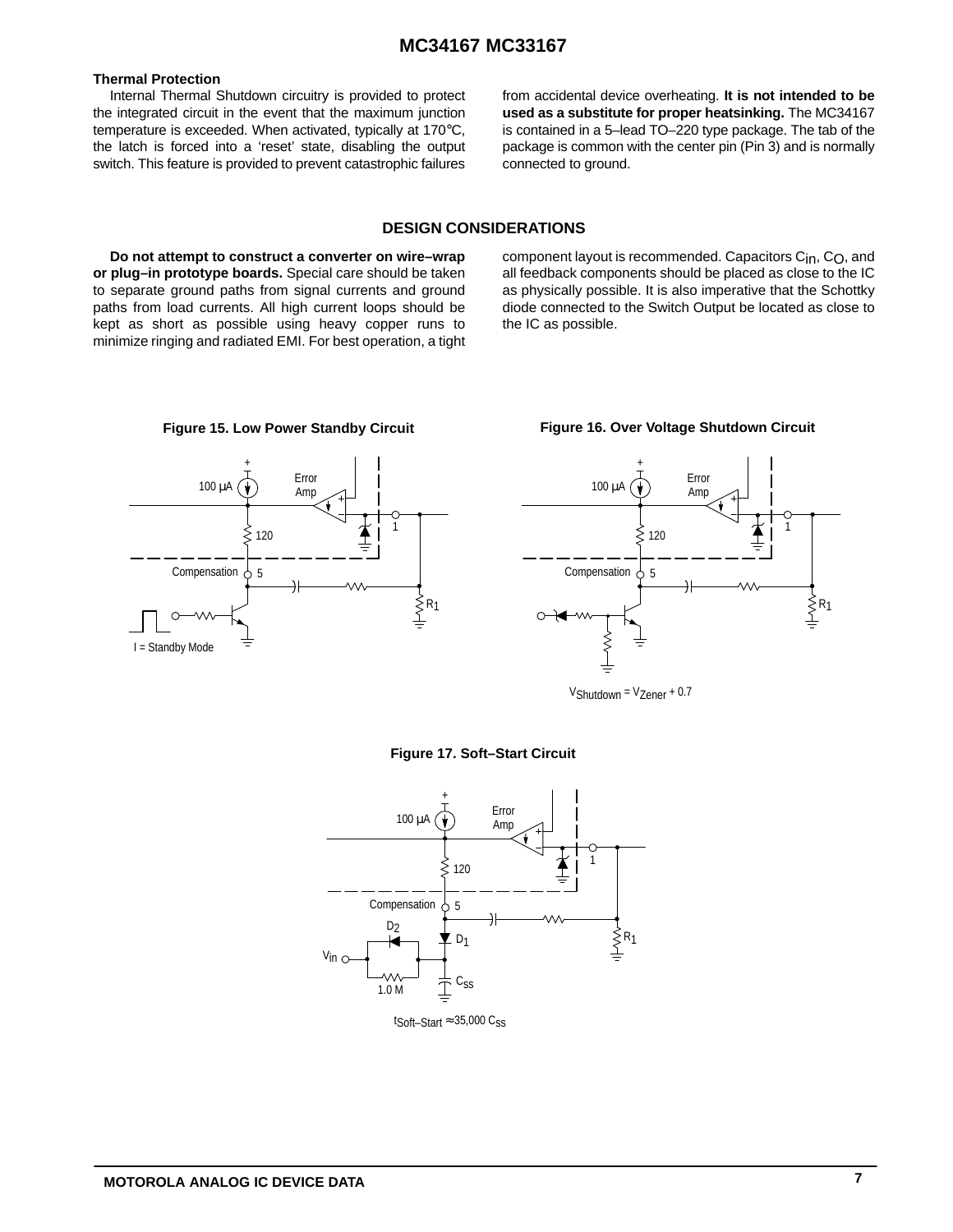### Thermal Protection

Internal Thermal Shutdown circuitry is provided to protect the integrated circuit in the event that the maximum junction temperature is exceeded. When activated, typically at 170°C, the latch is forced into a 'reset' state, disabling the output switch. This feature is provided to prevent catastrophic failures from accidental device overheating. **It is not intended to be used as a substitute for proper heatsinking.** The MC34167 is contained in a 5–lead TO–220 type package. The tab of the package is common with the center pin (Pin 3) and is normally connected to ground.

## DESIGN CONSIDERATIONS

**Do not attempt to construct a converter on wire–wrap or plug–in prototype boards.** Special care should be taken to separate ground paths from signal currents and ground paths from load currents. All high current loops should be kept as short as possible using heavy copper runs to minimize ringing and radiated EMI. For best operation, a tight component layout is recommended. Capacitors $C_{in}$, $C_O$, and all feedback components should be placed as close to the IC as physically possible. It is also imperative that the Schottky diode connected to the Switch Output be located as close to the IC as possible.

**Figure 15. Low Power Standby Circuit**

**Figure 16. Over Voltage Shutdown Circuit**

$V_{Shutdown} = V_{Zener} + 0.7$

**Figure 17. Soft–Start Circuit**

$t_{Soft–Start} \approx 35,000\ C_{SS}$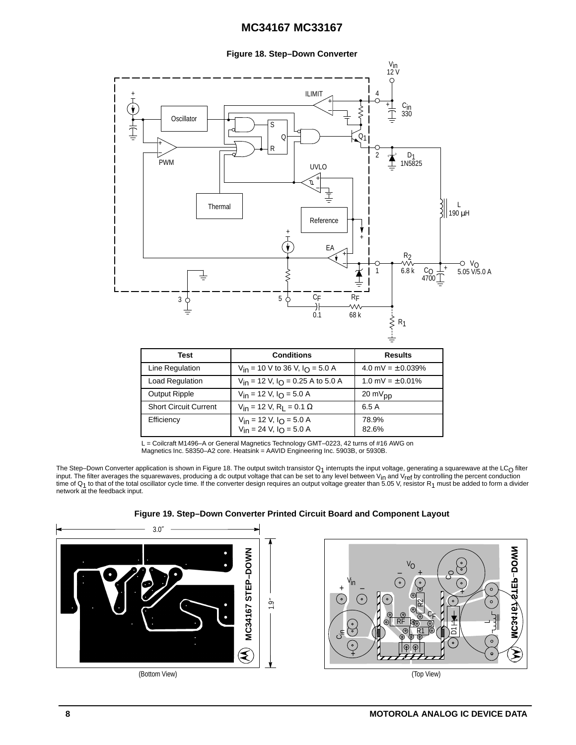**Figure 18. Step–Down Converter**

| Test | Conditions | Results |
|---|---|---|
| Line Regulation | $V_{in}$ = 10 V to 36 V, $I_O$ = 5.0 A | 4.0 mV = ±0.039% |
| Load Regulation | $V_{in}$ = 12 V, $I_O$ = 0.25 A to 5.0 A | 1.0 mV = ±0.01% |
| Output Ripple | $V_{in}$ = 12 V, $I_O$ = 5.0 A | 20 $mV_{pp}$ |
| Short Circuit Current | $V_{in}$ = 12 V, $R_L$ = 0.1 Ω | 6.5 A |
| Efficiency | $V_{in}$ = 12 V, $I_O$ = 5.0 A<br>$V_{in}$ = 24 V, $I_O$ = 5.0 A | 78.9%<br>82.6% |

L = Coilcraft M1496–A or General Magnetics Technology GMT–0223, 42 turns of #16 AWG on Magnetics Inc. 58350–A2 core. Heatsink = AAVID Engineering Inc. 5903B, or 5930B.

The Step–Down Converter application is shown in Figure 18. The output switch transistor $Q_1$ interrupts the input voltage, generating a squarewave at the $LC_O$ filter input. The filter averages the squarewaves, producing a dc output voltage that can be set to any level between $V_{in}$ and $V_{ref}$ by controlling the percent conduction time of $Q_1$ to that of the total oscillator cycle time. If the converter design requires an output voltage greater than 5.05 V, resistor $R_1$ must be added to form a divider network at the feedback input.

**Figure 19. Step–Down Converter Printed Circuit Board and Component Layout**

(Bottom View) (Top View)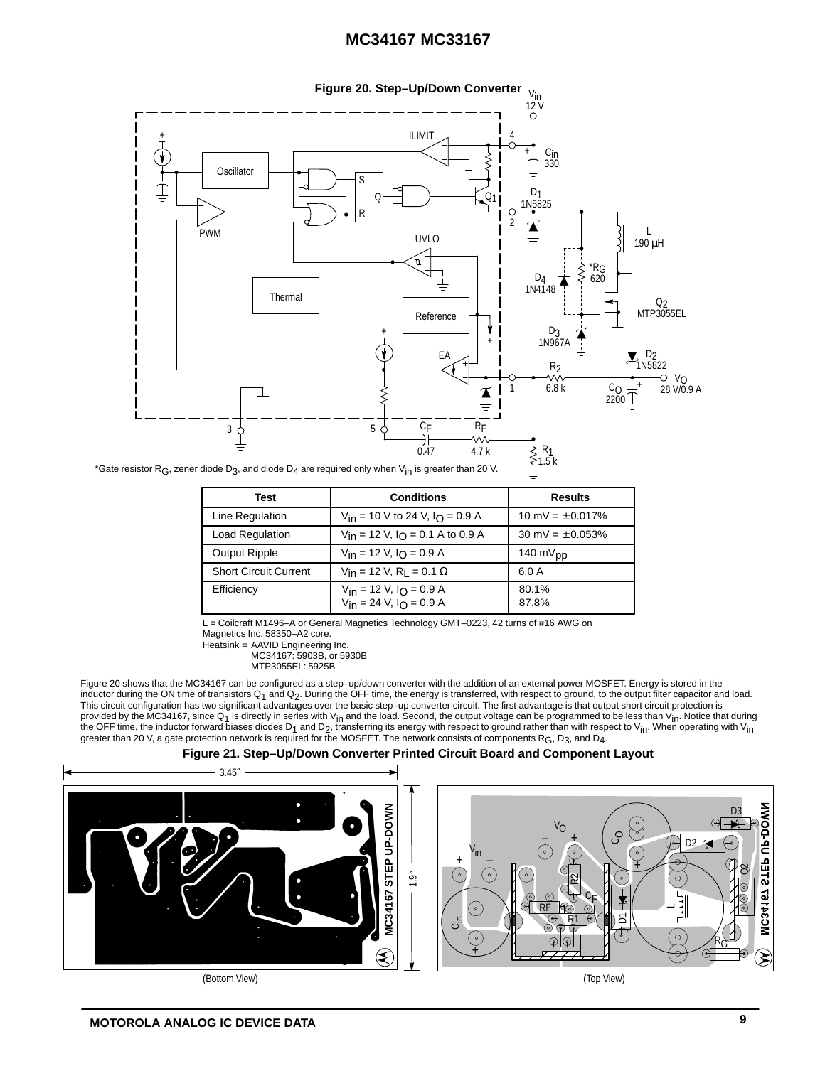**Figure 20. Step–Up/Down Converter**

*Gate resistor $R_G$, zener diode $D_3$, and diode $D_4$ are required only when $V_{in}$ is greater than 20 V.

| Test | Conditions | Results |
|---|---|---|
| Line Regulation | $V_{in}$ = 10 V to 24 V, $I_O$ = 0.9 A | 10 mV = ±0.017% |
| Load Regulation | $V_{in}$ = 12 V, $I_O$ = 0.1 A to 0.9 A | 30 mV = ±0.053% |
| Output Ripple | $V_{in}$ = 12 V, $I_O$ = 0.9 A | 140 $mV_{pp}$ |
| Short Circuit Current | $V_{in}$ = 12 V, $R_L$ = 0.1 Ω | 6.0 A |
| Efficiency | $V_{in}$ = 12 V, $I_O$ = 0.9 A<br>$V_{in}$ = 24 V, $I_O$ = 0.9 A | 80.1%<br>87.8% |

L = Coilcraft M1496–A or General Magnetics Technology GMT–0223, 42 turns of #16 AWG on Magnetics Inc. 58350–A2 core.
Heatsink = AAVID Engineering Inc.
MC34167: 5903B, or 5930B
MTP3055EL: 5925B

Figure 20 shows that the MC34167 can be configured as a step–up/down converter with the addition of an external power MOSFET. Energy is stored in the inductor during the ON time of transistors $Q_1$ and $Q_2$. During the OFF time, the energy is transferred, with respect to ground, to the output filter capacitor and load. This circuit configuration has two significant advantages over the basic step–up converter circuit. The first advantage is that output short circuit protection is provided by the MC34167, since $Q_1$ is directly in series with $V_{in}$ and the load. Second, the output voltage can be programmed to be less than $V_{in}$. Notice that during the OFF time, the inductor forward biases diodes $D_1$ and $D_2$, transferring its energy with respect to ground rather than with respect to $V_{in}$. When operating with $V_{in}$ greater than 20 V, a gate protection network is required for the MOSFET. The network consists of components $R_G$, $D_3$, and $D_4$.

**Figure 21. Step–Up/Down Converter Printed Circuit Board and Component Layout**

(Bottom View) (Top View)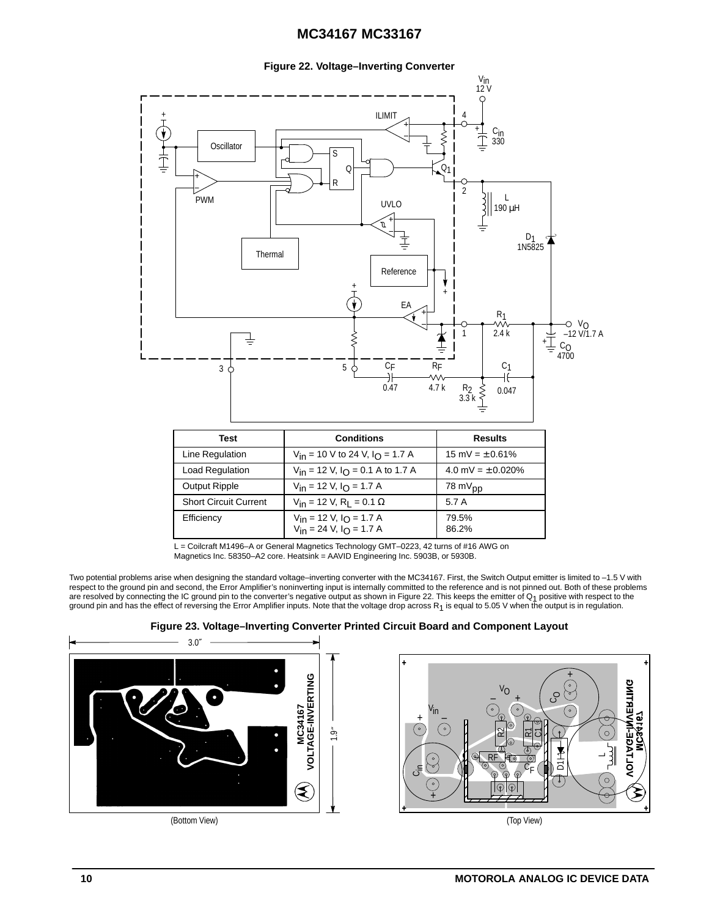**Figure 22. Voltage–Inverting Converter**

| Test | Conditions | Results |
| --- | --- | --- |
| Line Regulation | $V_{in}$ = 10 V to 24 V, $I_O$ = 1.7 A | 15 mV = ±0.61% |
| Load Regulation | $V_{in}$ = 12 V, $I_O$ = 0.1 A to 1.7 A | 4.0 mV = ±0.020% |
| Output Ripple | $V_{in}$ = 12 V, $I_O$ = 1.7 A | 78 $mV_{pp}$ |
| Short Circuit Current | $V_{in}$ = 12 V, $R_L$ = 0.1 Ω | 5.7 A |
| Efficiency | $V_{in}$ = 12 V, $I_O$ = 1.7 A<br>$V_{in}$ = 24 V, $I_O$ = 1.7 A | 79.5%<br>86.2% |

L = Coilcraft M1496–A or General Magnetics Technology GMT–0223, 42 turns of #16 AWG on Magnetics Inc. 58350–A2 core. Heatsink = AAVID Engineering Inc. 5903B, or 5930B.

Two potential problems arise when designing the standard voltage–inverting converter with the MC34167. First, the Switch Output emitter is limited to –1.5 V with respect to the ground pin and second, the Error Amplifier's noninverting input is internally committed to the reference and is not pinned out. Both of these problems are resolved by connecting the IC ground pin to the converter's negative output as shown in Figure 22. This keeps the emitter of $Q_1$ positive with respect to the ground pin and has the effect of reversing the Error Amplifier inputs. Note that the voltage drop across $R_1$ is equal to 5.05 V when the output is in regulation.

**Figure 23. Voltage–Inverting Converter Printed Circuit Board and Component Layout**

(Bottom View) (Top View)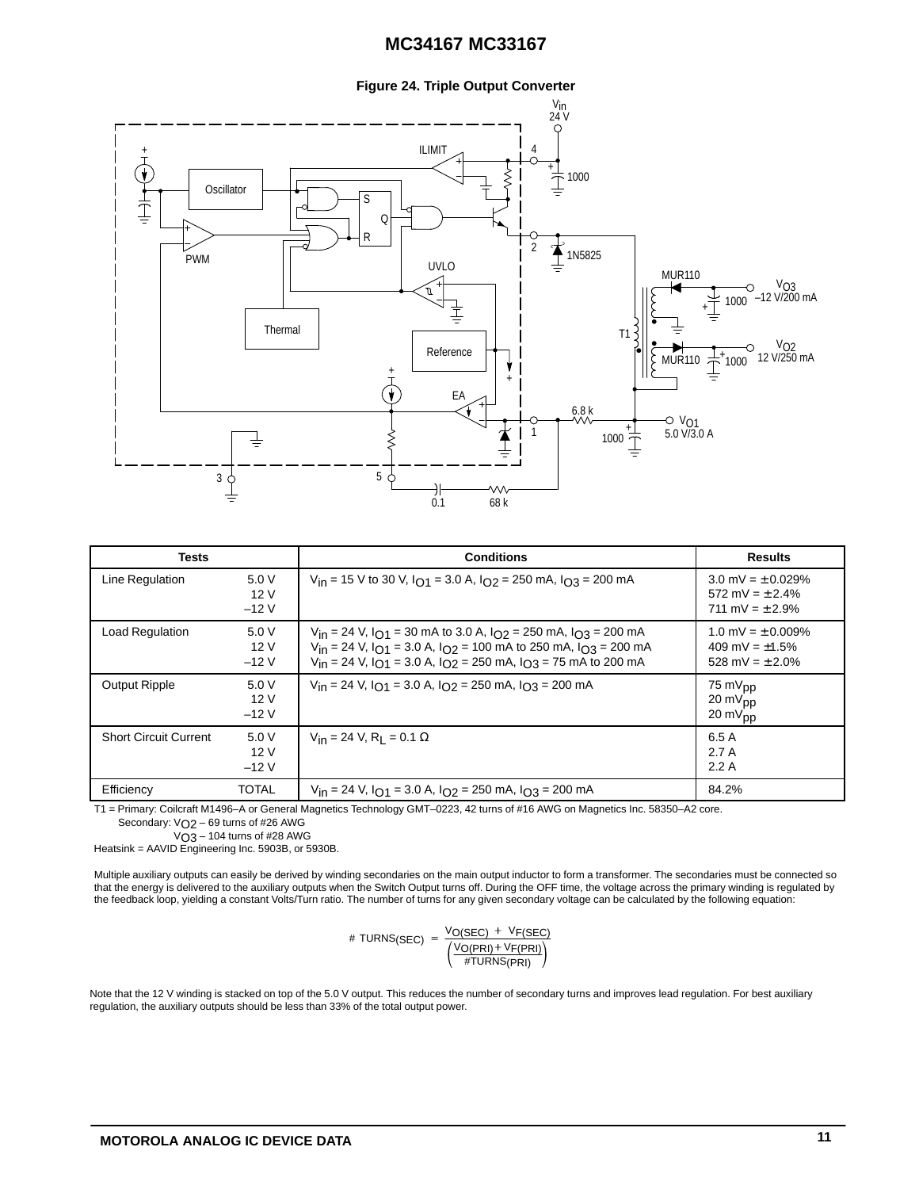**Figure 24. Triple Output Converter**

| Tests | | Conditions | Results |
|---|---|---|---|
| Line Regulation | 5.0 V<br>12 V<br>–12 V | $V_{in}$ = 15 V to 30 V, $I_{O1}$ = 3.0 A, $I_{O2}$ = 250 mA, $I_{O3}$ = 200 mA | 3.0 mV = ± 0.029%<br>572 mV = ± 2.4%<br>711 mV = ± 2.9% |
| Load Regulation | 5.0 V<br>12 V<br>–12 V | $V_{in}$ = 24 V, $I_{O1}$ = 30 mA to 3.0 A, $I_{O2}$ = 250 mA, $I_{O3}$ = 200 mA<br>$V_{in}$ = 24 V, $I_{O1}$ = 3.0 A, $I_{O2}$ = 100 mA to 250 mA, $I_{O3}$ = 200 mA<br>$V_{in}$ = 24 V, $I_{O1}$ = 3.0 A, $I_{O2}$ = 250 mA, $I_{O3}$ = 75 mA to 200 mA | 1.0 mV = ± 0.009%<br>409 mV = ±1.5%<br>528 mV = ± 2.0% |
| Output Ripple | 5.0 V<br>12 V<br>–12 V | $V_{in}$ = 24 V, $I_{O1}$ = 3.0 A, $I_{O2}$ = 250 mA, $I_{O3}$ = 200 mA | 75 $mV_{pp}$<br>20 $mV_{pp}$<br>20 $mV_{pp}$ |
| Short Circuit Current | 5.0 V<br>12 V<br>–12 V | $V_{in}$ = 24 V, $R_L$ = 0.1 Ω | 6.5 A<br>2.7 A<br>2.2 A |
| Efficiency | TOTAL | $V_{in}$ = 24 V, $I_{O1}$ = 3.0 A, $I_{O2}$ = 250 mA, $I_{O3}$ = 200 mA | 84.2% |

T1 = Primary: Coilcraft M1496–A or General Magnetics Technology GMT–0223, 42 turns of #16 AWG on Magnetics Inc. 58350–A2 core.
Secondary: $V_{O2}$ – 69 turns of #26 AWG
$V_{O3}$ – 104 turns of #28 AWG
Heatsink = AAVID Engineering Inc. 5903B, or 5930B.

Multiple auxiliary outputs can easily be derived by winding secondaries on the main output inductor to form a transformer. The secondaries must be connected so that the energy is delivered to the auxiliary outputs when the Switch Output turns off. During the OFF time, the voltage across the primary winding is regulated by the feedback loop, yielding a constant Volts/Turn ratio. The number of turns for any given secondary voltage can be calculated by the following equation:

$$\#\ TURNS_{(SEC)} = \frac{V_{O(SEC)} + V_{F(SEC)}}{\left(\frac{V_{O(PRI)} + V_{F(PRI)}}{\#TURNS_{(PRI)}}\right)}$$

Note that the 12 V winding is stacked on top of the 5.0 V output. This reduces the number of secondary turns and improves lead regulation. For best auxiliary regulation, the auxiliary outputs should be less than 33% of the total output power.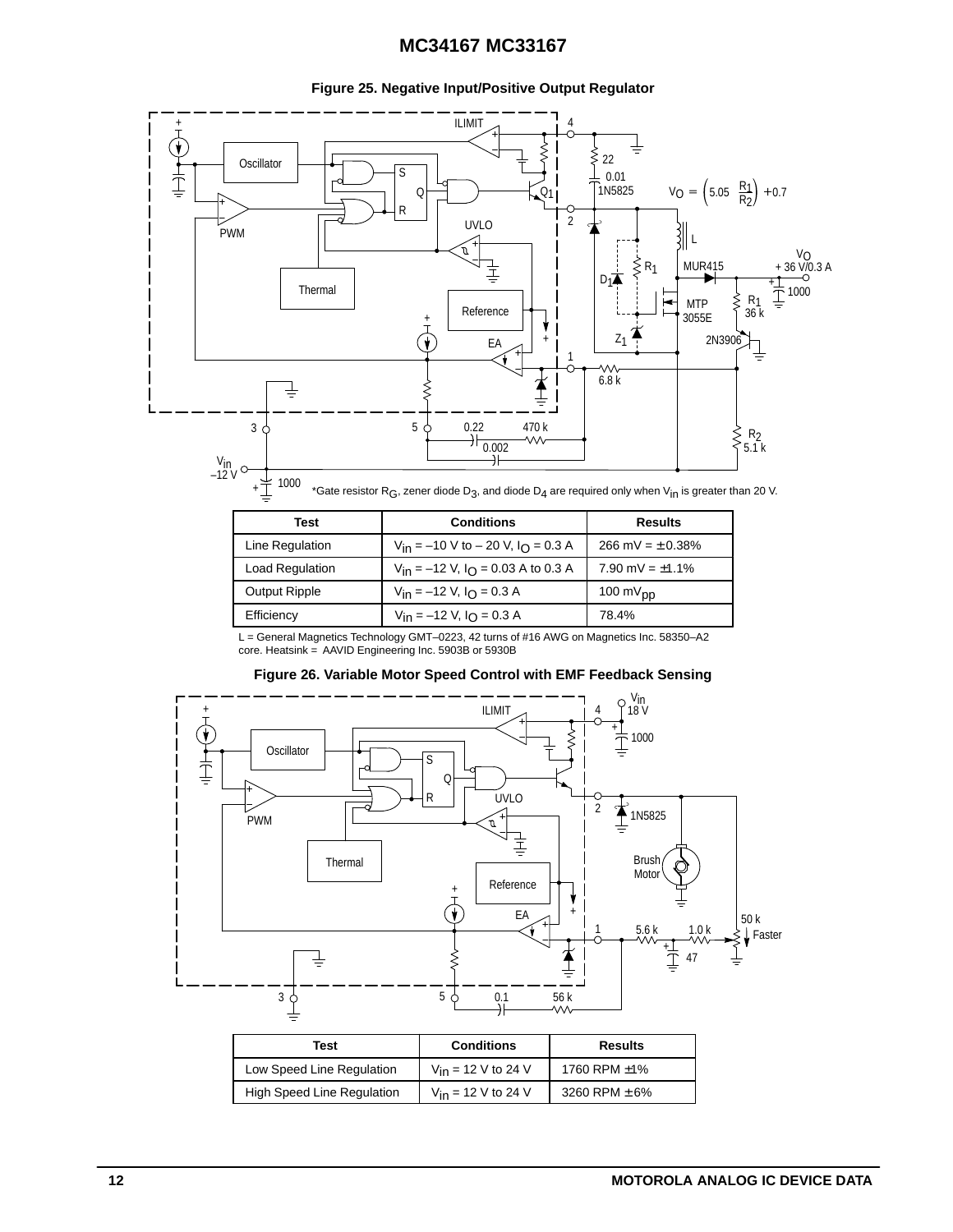**Figure 25. Negative Input/Positive Output Regulator**

$$V_O = \left(5.05\ \frac{R_1}{R_2}\right) + 0.7$$

*Gate resistor $R_G$, zener diode $D_3$, and diode $D_4$ are required only when $V_{in}$ is greater than 20 V.

| Test | Conditions | Results |
| --- | --- | --- |
| Line Regulation | $V_{in}$ = –10 V to – 20 V, $I_O$ = 0.3 A | 266 mV = ± 0.38% |
| Load Regulation | $V_{in}$ = –12 V, $I_O$ = 0.03 A to 0.3 A | 7.90 mV = ±1.1% |
| Output Ripple | $V_{in}$ = –12 V, $I_O$ = 0.3 A | 100 $mV_{pp}$ |
| Efficiency | $V_{in}$ = –12 V, $I_O$ = 0.3 A | 78.4% |

L = General Magnetics Technology GMT–0223, 42 turns of #16 AWG on Magnetics Inc. 58350–A2 core. Heatsink = AAVID Engineering Inc. 5903B or 5930B

**Figure 26. Variable Motor Speed Control with EMF Feedback Sensing**

| Test | Conditions | Results |
| --- | --- | --- |
| Low Speed Line Regulation | $V_{in}$ = 12 V to 24 V | 1760 RPM ±1% |
| High Speed Line Regulation | $V_{in}$ = 12 V to 24 V | 3260 RPM ± 6% |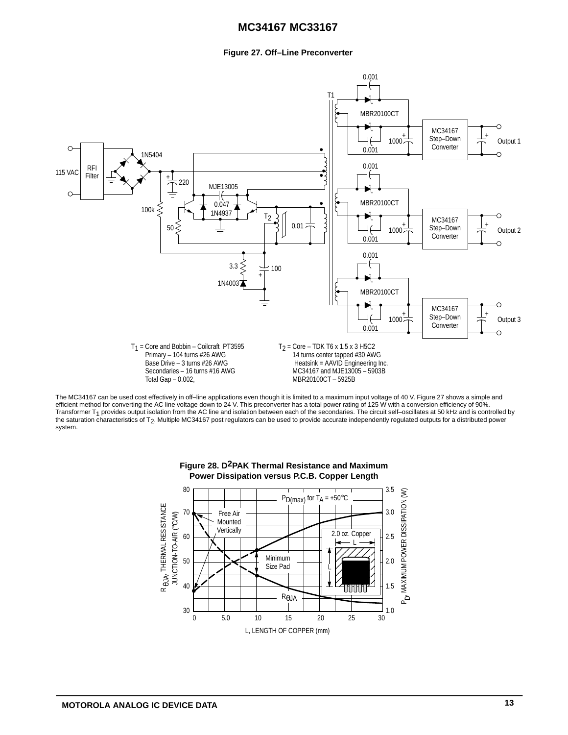**Figure 27. Off–Line Preconverter**

$T_1$ = Core and Bobbin – Coilcraft PT3595
Primary – 104 turns #26 AWG
Base Drive – 3 turns #26 AWG
Secondaries – 16 turns #16 AWG
Total Gap – 0.002,

$T_2$ = Core – TDK T6 x 1.5 x 3 H5C2
14 turns center tapped #30 AWG
Heatsink = AAVID Engineering Inc.
MC34167 and MJE13005 – 5903B
MBR20100CT – 5925B

The MC34167 can be used cost effectively in off–line applications even though it is limited to a maximum input voltage of 40 V. Figure 27 shows a simple and efficient method for converting the AC line voltage down to 24 V. This preconverter has a total power rating of 125 W with a conversion efficiency of 90%. Transformer $T_1$ provides output isolation from the AC line and isolation between each of the secondaries. The circuit self–oscillates at 50 kHz and is controlled by the saturation characteristics of $T_2$. Multiple MC34167 post regulators can be used to provide accurate independently regulated outputs for a distributed power system.

**Figure 28. D²PAK Thermal Resistance and Maximum Power Dissipation versus P.C.B. Copper Length**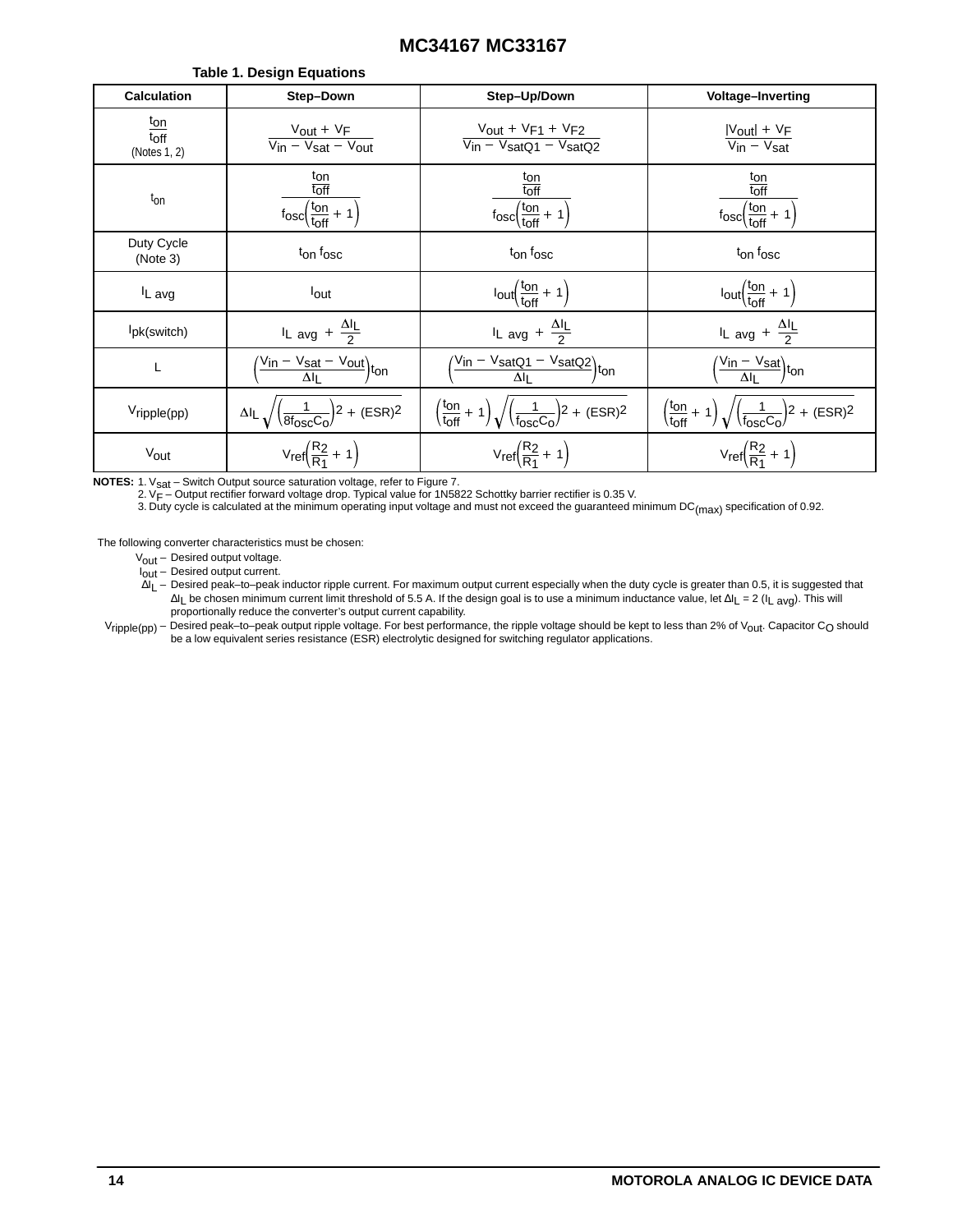**Table 1. Design Equations**

| Calculation | Step–Down | Step–Up/Down | Voltage–Inverting |
|---|---|---|---|
| $\frac{t_{on}}{t_{off}}$ (Notes 1, 2) | $\frac{V_{out} + V_F}{V_{in} - V_{sat} - V_{out}}$ | $\frac{V_{out} + V_{F1} + V_{F2}}{V_{in} - V_{satQ1} - V_{satQ2}}$ | $\frac{\lvert V_{out}\rvert + V_F}{V_{in} - V_{sat}}$ |
| $t_{on}$ | $\frac{\frac{t_{on}}{t_{off}}}{f_{osc}\left(\frac{t_{on}}{t_{off}} + 1\right)}$ | $\frac{\frac{t_{on}}{t_{off}}}{f_{osc}\left(\frac{t_{on}}{t_{off}} + 1\right)}$ | $\frac{\frac{t_{on}}{t_{off}}}{f_{osc}\left(\frac{t_{on}}{t_{off}} + 1\right)}$ |
| Duty Cycle (Note 3) | $t_{on}\, f_{osc}$ | $t_{on}\, f_{osc}$ | $t_{on}\, f_{osc}$ |
| $I_{L\ avg}$ | $I_{out}$ | $I_{out}\left(\frac{t_{on}}{t_{off}} + 1\right)$ | $I_{out}\left(\frac{t_{on}}{t_{off}} + 1\right)$ |
| $I_{pk(switch)}$ | $I_{L\ avg} + \frac{\Delta I_L}{2}$ | $I_{L\ avg} + \frac{\Delta I_L}{2}$ | $I_{L\ avg} + \frac{\Delta I_L}{2}$ |
| L | $\left(\frac{V_{in} - V_{sat} - V_{out}}{\Delta I_L}\right)t_{on}$ | $\left(\frac{V_{in} - V_{satQ1} - V_{satQ2}}{\Delta I_L}\right)t_{on}$ | $\left(\frac{V_{in} - V_{sat}}{\Delta I_L}\right)t_{on}$ |
| $V_{ripple(pp)}$ | $\Delta I_L \sqrt{\left(\frac{1}{8f_{osc}C_O}\right)^2 + (ESR)^2}$ | $\left(\frac{t_{on}}{t_{off}} + 1\right)\sqrt{\left(\frac{1}{f_{osc}C_O}\right)^2 + (ESR)^2}$ | $\left(\frac{t_{on}}{t_{off}} + 1\right)\sqrt{\left(\frac{1}{f_{osc}C_O}\right)^2 + (ESR)^2}$ |
| $V_{out}$ | $V_{ref}\left(\frac{R_2}{R_1} + 1\right)$ | $V_{ref}\left(\frac{R_2}{R_1} + 1\right)$ | $V_{ref}\left(\frac{R_2}{R_1} + 1\right)$ |

**NOTES:** 1. $V_{sat}$ – Switch Output source saturation voltage, refer to Figure 7.
2. $V_F$ – Output rectifier forward voltage drop. Typical value for 1N5822 Schottky barrier rectifier is 0.35 V.
3. Duty cycle is calculated at the minimum operating input voltage and must not exceed the guaranteed minimum $DC_{(max)}$ specification of 0.92.

The following converter characteristics must be chosen:

- $V_{out}$ – Desired output voltage.
- $I_{out}$ – Desired output current.
- $\Delta I_L$ – Desired peak–to–peak inductor ripple current. For maximum output current especially when the duty cycle is greater than 0.5, it is suggested that $\Delta I_L$ be chosen minimum current limit threshold of 5.5 A. If the design goal is to use a minimum inductance value, let $\Delta I_L = 2\ (I_{L\ avg})$. This will proportionally reduce the converter's output current capability.
- $V_{ripple(pp)}$ – Desired peak–to–peak output ripple voltage. For best performance, the ripple voltage should be kept to less than 2% of $V_{out}$. Capacitor $C_O$ should be a low equivalent series resistance (ESR) electrolytic designed for switching regulator applications.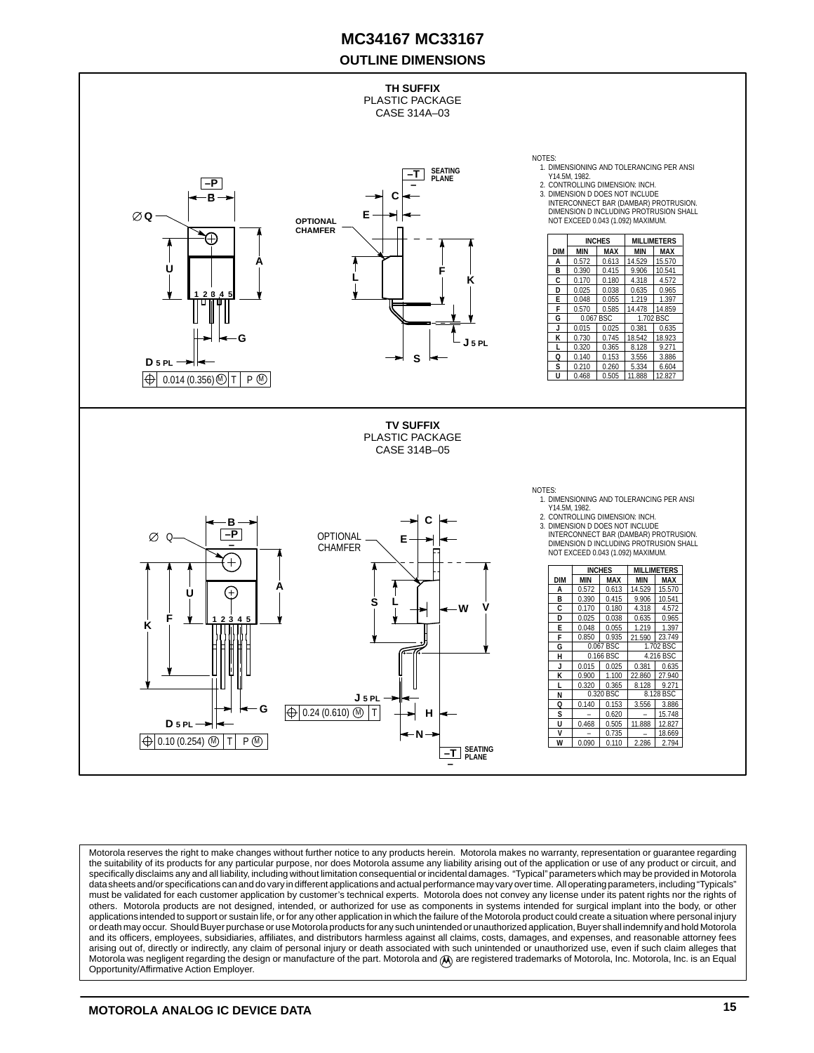# OUTLINE DIMENSIONS

## TH SUFFIX
PLASTIC PACKAGE
CASE 314A–03

–P–
B
∅ Q
U
A
1 2 3 4 5
G
D 5 PL
0.014 (0.356) Ⓜ T P Ⓜ

–T– SEATING PLANE
C
E
OPTIONAL CHAMFER
L
F
K
J 5 PL
S

NOTES:
1. DIMENSIONING AND TOLERANCING PER ANSI Y14.5M, 1982.
2. CONTROLLING DIMENSION: INCH.
3. DIMENSION D DOES NOT INCLUDE INTERCONNECT BAR (DAMBAR) PROTRUSION. DIMENSION D INCLUDING PROTRUSION SHALL NOT EXCEED 0.043 (1.092) MAXIMUM.

| | INCHES | | MILLIMETERS | |
|---|---|---|---|---|
| DIM | MIN | MAX | MIN | MAX |
| A | 0.572 | 0.613 | 14.529 | 15.570 |
| B | 0.390 | 0.415 | 9.906 | 10.541 |
| C | 0.170 | 0.180 | 4.318 | 4.572 |
| D | 0.025 | 0.038 | 0.635 | 0.965 |
| E | 0.048 | 0.055 | 1.219 | 1.397 |
| F | 0.570 | 0.585 | 14.478 | 14.859 |
| G | 0.067 BSC | | 1.702 BSC | |
| J | 0.015 | 0.025 | 0.381 | 0.635 |
| K | 0.730 | 0.745 | 18.542 | 18.923 |
| L | 0.320 | 0.365 | 8.128 | 9.271 |
| Q | 0.140 | 0.153 | 3.556 | 3.886 |
| S | 0.210 | 0.260 | 5.334 | 6.604 |
| U | 0.468 | 0.505 | 11.888 | 12.827 |

## TV SUFFIX
PLASTIC PACKAGE
CASE 314B–05

B
–P–
∅ Q
U
F
K
A
1 2 3 4 5
G
D 5 PL
0.10 (0.254) Ⓜ T P Ⓜ

OPTIONAL CHAMFER
C
E
S
L
W
V
J 5 PL
0.24 (0.610) Ⓜ T
H
N
–T– SEATING PLANE

NOTES:
1. DIMENSIONING AND TOLERANCING PER ANSI Y14.5M, 1982.
2. CONTROLLING DIMENSION: INCH.
3. DIMENSION D DOES NOT INCLUDE INTERCONNECT BAR (DAMBAR) PROTRUSION. DIMENSION D INCLUDING PROTRUSION SHALL NOT EXCEED 0.043 (1.092) MAXIMUM.

| | INCHES | | MILLIMETERS | |
|---|---|---|---|---|
| DIM | MIN | MAX | MIN | MAX |
| A | 0.572 | 0.613 | 14.529 | 15.570 |
| B | 0.390 | 0.415 | 9.906 | 10.541 |
| C | 0.170 | 0.180 | 4.318 | 4.572 |
| D | 0.025 | 0.038 | 0.635 | 0.965 |
| E | 0.048 | 0.055 | 1.219 | 1.397 |
| F | 0.850 | 0.935 | 21.590 | 23.749 |
| G | 0.067 BSC | | 1.702 BSC | |
| H | 0.166 BSC | | 4.216 BSC | |
| J | 0.015 | 0.025 | 0.381 | 0.635 |
| K | 0.900 | 1.100 | 22.860 | 27.940 |
| L | 0.320 | 0.365 | 8.128 | 9.271 |
| N | 0.320 BSC | | 8.128 BSC | |
| Q | 0.140 | 0.153 | 3.556 | 3.886 |
| S | – | 0.620 | – | 15.748 |
| U | 0.468 | 0.505 | 11.888 | 12.827 |
| V | – | 0.735 | – | 18.669 |
| W | 0.090 | 0.110 | 2.286 | 2.794 |

Motorola reserves the right to make changes without further notice to any products herein. Motorola makes no warranty, representation or guarantee regarding the suitability of its products for any particular purpose, nor does Motorola assume any liability arising out of the application or use of any product or circuit, and specifically disclaims any and all liability, including without limitation consequential or incidental damages. "Typical" parameters which may be provided in Motorola data sheets and/or specifications can and do vary in different applications and actual performance may vary over time. All operating parameters, including "Typicals" must be validated for each customer application by customer's technical experts. Motorola does not convey any license under its patent rights nor the rights of others. Motorola products are not designed, intended, or authorized for use as components in systems intended for surgical implant into the body, or other applications intended to support or sustain life, or for any other application in which the failure of the Motorola product could create a situation where personal injury or death may occur. Should Buyer purchase or use Motorola products for any such unintended or unauthorized application, Buyer shall indemnify and hold Motorola and its officers, employees, subsidiaries, affiliates, and distributors harmless against all claims, costs, damages, and expenses, and reasonable attorney fees arising out of, directly or indirectly, any claim of personal injury or death associated with such unintended or unauthorized use, even if such claim alleges that Motorola was negligent regarding the design or manufacture of the part. Motorola and Ⓜ are registered trademarks of Motorola, Inc. Motorola, Inc. is an Equal Opportunity/Affirmative Action Employer.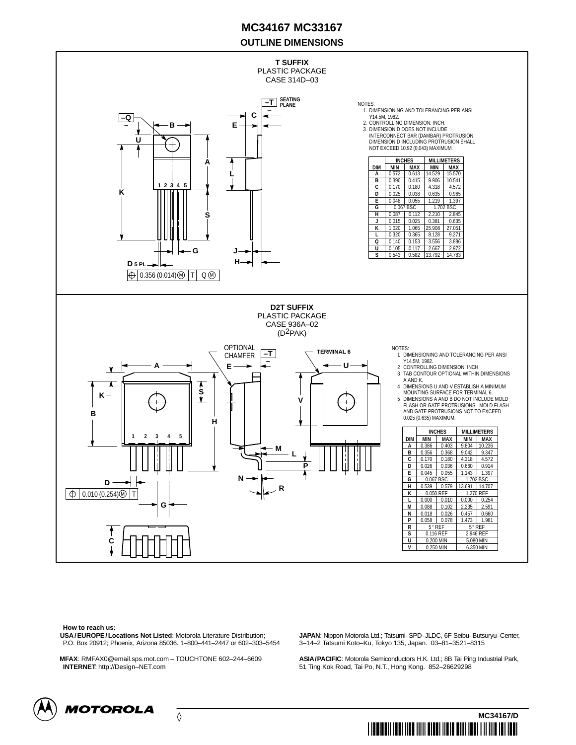# MC34167 MC33167

## OUTLINE DIMENSIONS

### T SUFFIX
PLASTIC PACKAGE
CASE 314D–03

NOTES:
1. DIMENSIONING AND TOLERANCING PER ANSI Y14.5M, 1982.
2. CONTROLLING DIMENSION: INCH.
3. DIMENSION D DOES NOT INCLUDE INTERCONNECT BAR (DAMBAR) PROTRUSION. DIMENSION D INCLUDING PROTRUSION SHALL NOT EXCEED 10.92 (0.043) MAXIMUM.

| DIM | INCHES MIN | INCHES MAX | MILLIMETERS MIN | MILLIMETERS MAX |
|---|---|---|---|---|
| A | 0.572 | 0.613 | 14.529 | 15.570 |
| B | 0.390 | 0.415 | 9.906 | 10.541 |
| C | 0.170 | 0.180 | 4.318 | 4.572 |
| D | 0.025 | 0.038 | 0.635 | 0.965 |
| E | 0.048 | 0.055 | 1.219 | 1.397 |
| G | 0.067 BSC | | 1.702 BSC | |
| H | 0.087 | 0.112 | 2.210 | 2.845 |
| J | 0.015 | 0.025 | 0.381 | 0.635 |
| K | 1.020 | 1.065 | 25.908 | 27.051 |
| L | 0.320 | 0.365 | 8.128 | 9.271 |
| Q | 0.140 | 0.153 | 3.556 | 3.886 |
| U | 0.105 | 0.117 | 2.667 | 2.972 |
| S | 0.543 | 0.582 | 13.792 | 14.783 |

### D2T SUFFIX
PLASTIC PACKAGE
CASE 936A–02
(D²PAK)

NOTES:
1. DIMENSIONING AND TOLERANCING PER ANSI Y14.5M, 1982.
2. CONTROLLING DIMENSION: INCH.
3. TAB CONTOUR OPTIONAL WITHIN DIMENSIONS A AND K.
4. DIMENSIONS U AND V ESTABLISH A MINIMUM MOUNTING SURFACE FOR TERMINAL 6.
5. DIMENSIONS A AND B DO NOT INCLUDE MOLD FLASH OR GATE PROTRUSIONS. MOLD FLASH AND GATE PROTRUSIONS NOT TO EXCEED 0.025 (0.635) MAXIMUM.

| DIM | INCHES MIN | INCHES MAX | MILLIMETERS MIN | MILLIMETERS MAX |
|---|---|---|---|---|
| A | 0.386 | 0.403 | 9.804 | 10.236 |
| B | 0.356 | 0.368 | 9.042 | 9.347 |
| C | 0.170 | 0.180 | 4.318 | 4.572 |
| D | 0.026 | 0.036 | 0.660 | 0.914 |
| E | 0.045 | 0.055 | 1.143 | 1.397 |
| G | 0.067 BSC | | 1.702 BSC | |
| H | 0.539 | 0.579 | 13.691 | 14.707 |
| K | 0.050 REF | | 1.270 REF | |
| L | 0.000 | 0.010 | 0.000 | 0.254 |
| M | 0.088 | 0.102 | 2.235 | 2.591 |
| N | 0.018 | 0.026 | 0.457 | 0.660 |
| P | 0.058 | 0.078 | 1.473 | 1.981 |
| R | 5° REF | | 5° REF | |
| S | 0.116 REF | | 2.946 REF | |
| U | 0.200 MIN | | 5.080 MIN | |
| V | 0.250 MIN | | 6.350 MIN | |

**How to reach us:**

**USA / EUROPE / Locations Not Listed**: Motorola Literature Distribution; P.O. Box 20912; Phoenix, Arizona 85036. 1–800–441–2447 or 602–303–5454

**MFAX**: RMFAX0@email.sps.mot.com – TOUCHTONE 602–244–6609
**INTERNET**: http://Design–NET.com

**JAPAN**: Nippon Motorola Ltd.; Tatsumi–SPD–JLDC, 6F Seibu–Butsuryu–Center, 3–14–2 Tatsumi Koto–Ku, Tokyo 135, Japan. 03–81–3521–8315

**ASIA / PACIFIC**: Motorola Semiconductors H.K. Ltd.; 8B Tai Ping Industrial Park, 51 Ting Kok Road, Tai Po, N.T., Hong Kong. 852–26629298

MC34167/D